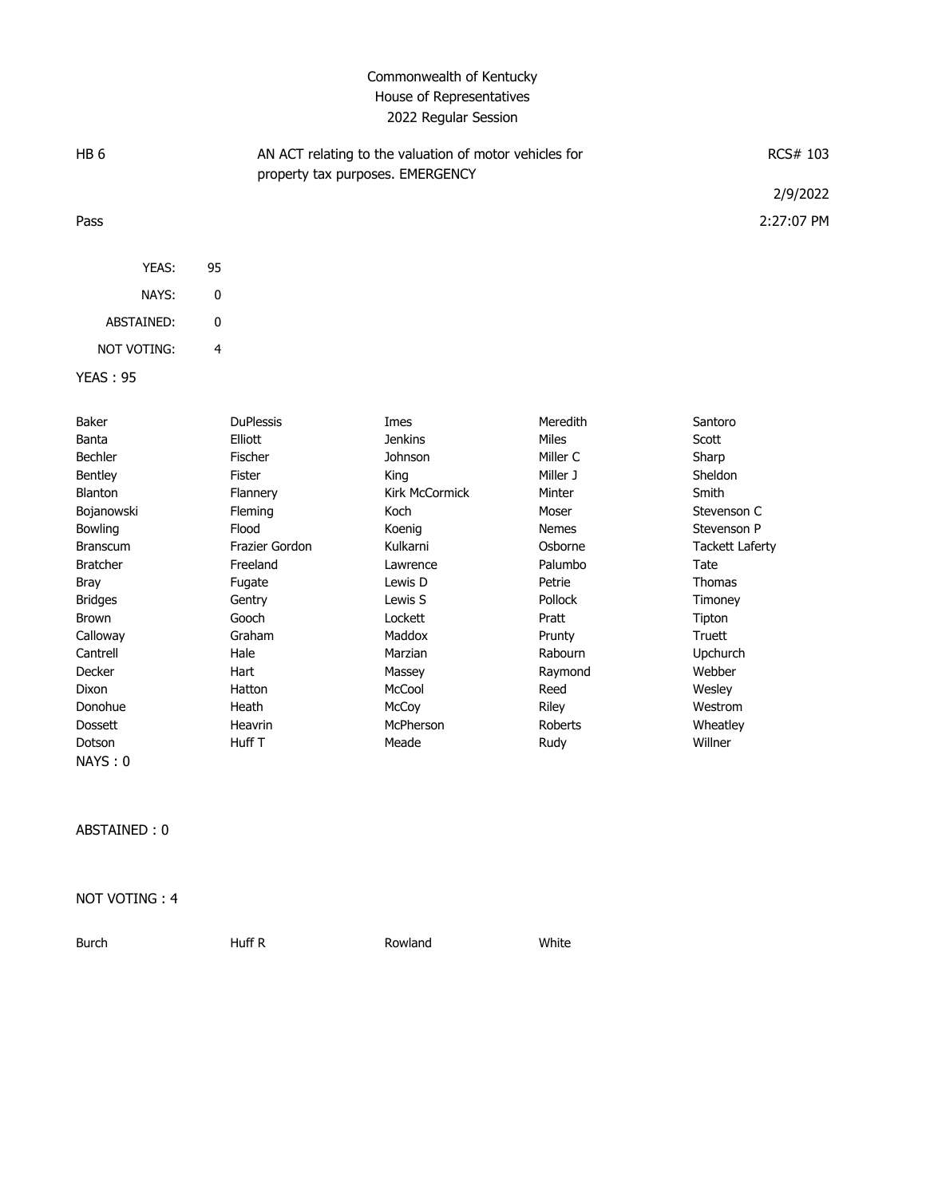Commonwealth of Kentucky
House of Representatives
2022 Regular Session

HB 6 — AN ACT relating to the valuation of motor vehicles for property tax purposes. EMERGENCY — RCS# 103

2/9/2022

Pass — 2:27:07 PM

| | |
|---|---|
| YEAS: | 95 |
| NAYS: | 0 |
| ABSTAINED: | 0 |
| NOT VOTING: | 4 |

YEAS : 95

| | | | | |
|---|---|---|---|---|
| Baker | DuPlessis | Imes | Meredith | Santoro |
| Banta | Elliott | Jenkins | Miles | Scott |
| Bechler | Fischer | Johnson | Miller C | Sharp |
| Bentley | Fister | King | Miller J | Sheldon |
| Blanton | Flannery | Kirk McCormick | Minter | Smith |
| Bojanowski | Fleming | Koch | Moser | Stevenson C |
| Bowling | Flood | Koenig | Nemes | Stevenson P |
| Branscum | Frazier Gordon | Kulkarni | Osborne | Tackett Laferty |
| Bratcher | Freeland | Lawrence | Palumbo | Tate |
| Bray | Fugate | Lewis D | Petrie | Thomas |
| Bridges | Gentry | Lewis S | Pollock | Timoney |
| Brown | Gooch | Lockett | Pratt | Tipton |
| Calloway | Graham | Maddox | Prunty | Truett |
| Cantrell | Hale | Marzian | Rabourn | Upchurch |
| Decker | Hart | Massey | Raymond | Webber |
| Dixon | Hatton | McCool | Reed | Wesley |
| Donohue | Heath | McCoy | Riley | Westrom |
| Dossett | Heavrin | McPherson | Roberts | Wheatley |
| Dotson | Huff T | Meade | Rudy | Willner |

NAYS : 0

ABSTAINED : 0

NOT VOTING : 4

| | | | |
|---|---|---|---|
| Burch | Huff R | Rowland | White |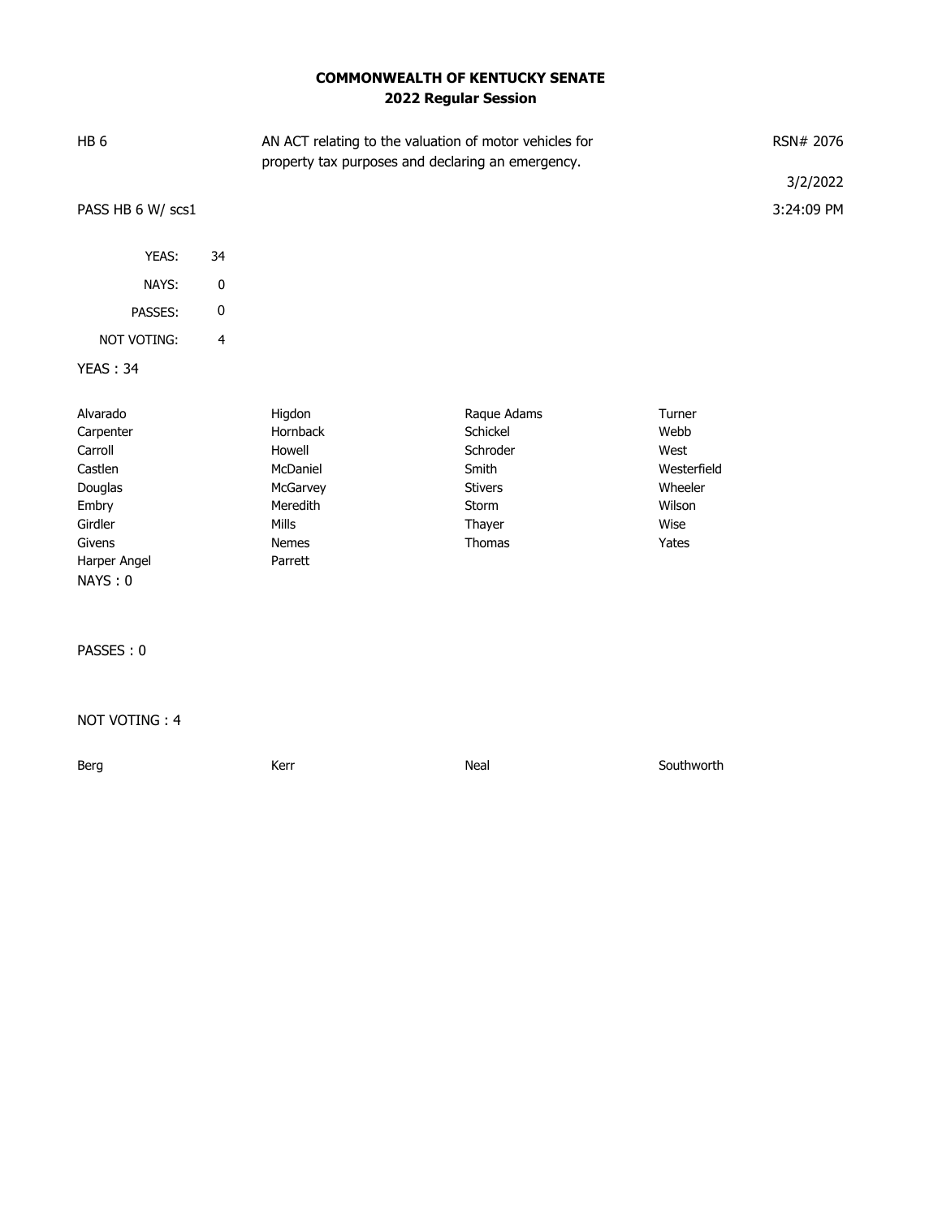# COMMONWEALTH OF KENTUCKY SENATE
## 2022 Regular Session

| | | |
|---|---|---|
| HB 6 | AN ACT relating to the valuation of motor vehicles for property tax purposes and declaring an emergency. | RSN# 2076 |
| | | 3/2/2022 |
| PASS HB 6 W/ scs1 | | 3:24:09 PM |

| | |
|---|---|
| YEAS: | 34 |
| NAYS: | 0 |
| PASSES: | 0 |
| NOT VOTING: | 4 |

**YEAS : 34**

| | | | |
|---|---|---|---|
| Alvarado | Higdon | Raque Adams | Turner |
| Carpenter | Hornback | Schickel | Webb |
| Carroll | Howell | Schroder | West |
| Castlen | McDaniel | Smith | Westerfield |
| Douglas | McGarvey | Stivers | Wheeler |
| Embry | Meredith | Storm | Wilson |
| Girdler | Mills | Thayer | Wise |
| Givens | Nemes | Thomas | Yates |
| Harper Angel | Parrett | | |

**NAYS : 0**

**PASSES : 0**

**NOT VOTING : 4**

| | | | |
|---|---|---|---|
| Berg | Kerr | Neal | Southworth |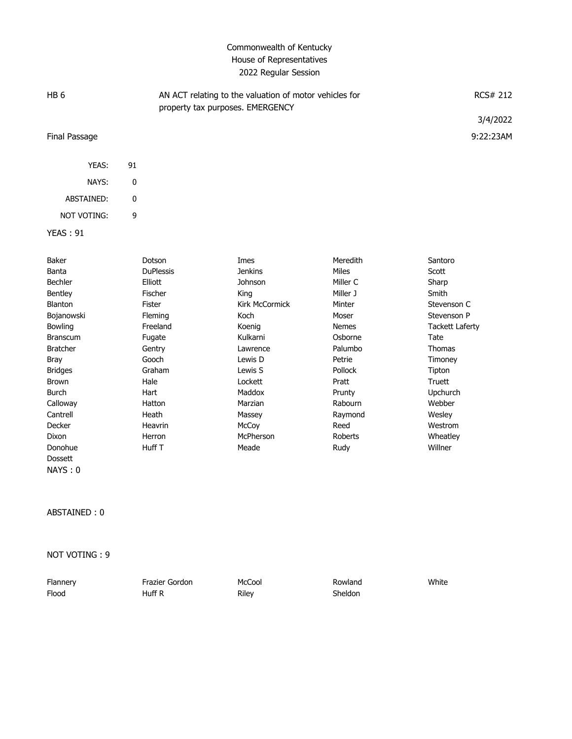Commonwealth of Kentucky
House of Representatives
2022 Regular Session

| | | |
|---|---|---|
| HB 6 | AN ACT relating to the valuation of motor vehicles for property tax purposes. EMERGENCY | RCS# 212 |
| | | 3/4/2022 |
| Final Passage | | 9:22:23AM |

| | |
|---|---|
| YEAS: | 91 |
| NAYS: | 0 |
| ABSTAINED: | 0 |
| NOT VOTING: | 9 |

YEAS : 91

| | | | | |
|---|---|---|---|---|
| Baker | Dotson | Imes | Meredith | Santoro |
| Banta | DuPlessis | Jenkins | Miles | Scott |
| Bechler | Elliott | Johnson | Miller C | Sharp |
| Bentley | Fischer | King | Miller J | Smith |
| Blanton | Fister | Kirk McCormick | Minter | Stevenson C |
| Bojanowski | Fleming | Koch | Moser | Stevenson P |
| Bowling | Freeland | Koenig | Nemes | Tackett Laferty |
| Branscum | Fugate | Kulkarni | Osborne | Tate |
| Bratcher | Gentry | Lawrence | Palumbo | Thomas |
| Bray | Gooch | Lewis D | Petrie | Timoney |
| Bridges | Graham | Lewis S | Pollock | Tipton |
| Brown | Hale | Lockett | Pratt | Truett |
| Burch | Hart | Maddox | Prunty | Upchurch |
| Calloway | Hatton | Marzian | Rabourn | Webber |
| Cantrell | Heath | Massey | Raymond | Wesley |
| Decker | Heavrin | McCoy | Reed | Westrom |
| Dixon | Herron | McPherson | Roberts | Wheatley |
| Donohue | Huff T | Meade | Rudy | Willner |
| Dossett | | | | |

NAYS : 0

ABSTAINED : 0

NOT VOTING : 9

| | | | | |
|---|---|---|---|---|
| Flannery | Frazier Gordon | McCool | Rowland | White |
| Flood | Huff R | Riley | Sheldon | |